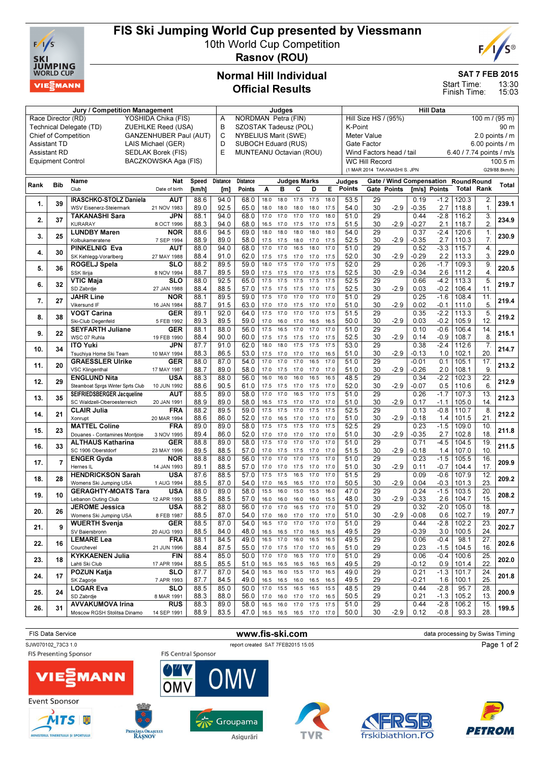# FIS Ski Jumping World Cup presented by Viessmann

## 10th World Cup Competition

## Rasnov (ROU)

## Normal Hill Individual

## Official Results

SAT 7 FEB 2015
Start Time: 13:30
Finish Time: 15:03

| Jury / Competition Management | | Judges | | Hill Data | |
|---|---|---|---|---|---|
| Race Director (RD) | YOSHIDA Chika (FIS) | A | NORDMAN Petra (FIN) | Hill Size HS / (95%) | 100 m / (95 m) |
| Technical Delegate (TD) | ZUEHLKE Reed (USA) | B | SZOSTAK Tadeusz (POL) | K-Point | 90 m |
| Chief of Competition | GANZENHUBER Paul (AUT) | C | NYBELIUS Marit (SWE) | Meter Value | 2.0 points / m |
| Assistant TD | LAIS Michael (GER) | D | SUBOCH Eduard (RUS) | Gate Factor | 6.00 points / m |
| Assistant RD | SEDLAK Borek (FIS) | E | MUNTEANU Octavian (ROU) | Wind Factors head / tail | 6.40 / 7.74 points / m/s |
| Equipment Control | BACZKOWSKA Aga (FIS) | | | WC Hill Record | 100.5 m |
| | | | | (1 MAR 2014 TAKANASHI S. JPN | G29/88.8km/h) |

| Rank | Bib | Name / Club | Nat / Date of birth | Speed [km/h] | Distance [m] | Distance Points | A | B | C | D | E | Judges Points | Gate | Gate Points | Wind [m/s] | Wind Points | Round Total | Round Rank | Total |
|---|---|---|---|---|---|---|---|---|---|---|---|---|---|---|---|---|---|---|---|
| 1. | 39 | IRASCHKO-STOLZ Daniela | AUT | 88.6 | 94.0 | 68.0 | 18.0 | 18.0 | 17.5 | 17.5 | 18.0 | 53.5 | 29 | | 0.19 | -1.2 | 120.3 | 2. | 239.1 |
| | | WSV Eisenerz-Steiermark | 21 NOV 1983 | 89.0 | 92.5 | 65.0 | 18.0 | 18.0 | 18.0 | 18.0 | 17.5 | 54.0 | 30 | -2.9 | -0.35 | 2.7 | 118.8 | 1. | |
| 2. | 37 | TAKANASHI Sara | JPN | 88.1 | 94.0 | 68.0 | 17.0 | 17.0 | 17.0 | 17.0 | 18.0 | 51.0 | 29 | | 0.44 | -2.8 | 116.2 | 3. | 234.9 |
| | | KURARAY | 8 OCT 1996 | 88.3 | 94.0 | 68.0 | 16.5 | 17.0 | 17.5 | 17.0 | 17.5 | 51.5 | 30 | -2.9 | -0.27 | 2.1 | 118.7 | 2. | |
| 3. | 25 | LUNDBY Maren | NOR | 88.6 | 94.5 | 69.0 | 18.0 | 18.0 | 18.0 | 18.0 | 18.0 | 54.0 | 29 | | 0.37 | -2.4 | 120.6 | 1. | 230.9 |
| | | Kolbukameratene | 7 SEP 1994 | 88.9 | 89.0 | 58.0 | 17.5 | 17.5 | 18.0 | 17.0 | 17.5 | 52.5 | 30 | -2.9 | -0.35 | 2.7 | 110.3 | 7. | |
| 4. | 30 | PINKELNIG Eva | AUT | 88.0 | 94.0 | 68.0 | 17.0 | 17.0 | 16.5 | 18.0 | 17.0 | 51.0 | 29 | | 0.52 | -3.3 | 115.7 | 4. | 229.0 |
| | | SK Kehlegg-Vorarlberg | 27 MAY 1988 | 88.4 | 91.0 | 62.0 | 17.5 | 17.5 | 17.0 | 17.0 | 17.5 | 52.0 | 30 | -2.9 | -0.29 | 2.2 | 113.3 | 3. | |
| 5. | 36 | ROGELJ Spela | SLO | 88.2 | 89.5 | 59.0 | 18.0 | 17.5 | 17.0 | 17.0 | 17.5 | 52.0 | 29 | | 0.26 | -1.7 | 109.3 | 9. | 220.5 |
| | | SSK Ilirija | 8 NOV 1994 | 88.7 | 89.5 | 59.0 | 17.5 | 17.5 | 17.0 | 17.5 | 17.5 | 52.5 | 30 | -2.9 | -0.34 | 2.6 | 111.2 | 4. | |
| 6. | 32 | VTIC Maja | SLO | 88.0 | 92.5 | 65.0 | 17.5 | 17.5 | 17.5 | 17.5 | 17.5 | 52.5 | 29 | | 0.66 | -4.2 | 113.3 | 5. | 219.7 |
| | | SD Zabrdje | 27 JAN 1988 | 88.4 | 88.5 | 57.0 | 17.5 | 17.5 | 17.5 | 17.5 | 17.5 | 52.5 | 30 | -2.9 | 0.03 | -0.2 | 106.4 | 11. | |
| 7. | 27 | JAHR Line | NOR | 88.1 | 89.5 | 59.0 | 17.5 | 17.0 | 17.0 | 17.0 | 17.0 | 51.0 | 29 | | 0.25 | -1.6 | 108.4 | 11. | 219.4 |
| | | Vikersund IF | 16 JAN 1984 | 88.7 | 91.5 | 63.0 | 17.0 | 17.0 | 17.5 | 17.0 | 17.0 | 51.0 | 30 | -2.9 | 0.02 | -0.1 | 111.0 | 5. | |
| 8. | 38 | VOGT Carina | GER | 89.1 | 92.0 | 64.0 | 17.5 | 17.0 | 17.0 | 17.0 | 17.5 | 51.5 | 29 | | 0.35 | -2.2 | 113.3 | 5. | 219.2 |
| | | Ski-Club Degenfeld | 5 FEB 1992 | 89.3 | 89.5 | 59.0 | 17.0 | 16.0 | 17.0 | 16.5 | 16.5 | 50.0 | 30 | -2.9 | 0.03 | -0.2 | 105.9 | 12. | |
| 9. | 22 | SEYFARTH Juliane | GER | 88.1 | 88.0 | 56.0 | 17.5 | 16.5 | 17.0 | 17.5 | 17.0 | 51.0 | 29 | | 0.10 | -0.6 | 106.4 | 14. | 215.1 |
| | | WSC 07 Ruhla | 19 FEB 1990 | 88.4 | 90.0 | 60.0 | 17.5 | 17.5 | 17.5 | 17.0 | 17.5 | 52.5 | 30 | -2.9 | 0.14 | -0.9 | 108.7 | 8. | |
| 10. | 34 | ITO Yuki | JPN | 87.7 | 91.0 | 62.0 | 18.0 | 18.0 | 17.5 | 17.5 | 17.5 | 53.0 | 29 | | 0.38 | -2.4 | 112.6 | 7. | 214.7 |
| | | Tsuchiya Home Ski Team | 10 MAY 1994 | 88.3 | 86.5 | 53.0 | 17.5 | 17.0 | 17.0 | 17.0 | 16.5 | 51.0 | 30 | -2.9 | -0.13 | 1.0 | 102.1 | 20. | |
| 11. | 20 | GRAESSLER Ulrike | GER | 88.0 | 87.0 | 54.0 | 17.0 | 17.0 | 17.0 | 16.5 | 17.0 | 51.0 | 29 | | -0.01 | 0.1 | 105.1 | 17. | 213.2 |
| | | VSC Klingenthal | 17 MAY 1987 | 88.7 | 89.0 | 58.0 | 17.0 | 17.5 | 17.0 | 17.0 | 17.0 | 51.0 | 30 | -2.9 | -0.26 | 2.0 | 108.1 | 9. | |
| 12. | 29 | ENGLUND Nita | USA | 88.3 | 88.0 | 56.0 | 16.0 | 16.0 | 16.0 | 16.5 | 16.5 | 48.5 | 29 | | 0.34 | -2.2 | 102.3 | 22. | 212.9 |
| | | Steamboat Sprgs Winter Sprts Club | 10 JUN 1992 | 88.6 | 90.5 | 61.0 | 17.5 | 17.5 | 17.0 | 17.5 | 17.0 | 52.0 | 30 | -2.9 | -0.07 | 0.5 | 110.6 | 6. | |
| 13. | 35 | SEIFRIEDSBERGER Jacqueline | AUT | 88.5 | 89.0 | 58.0 | 17.0 | 17.0 | 16.5 | 17.0 | 17.5 | 51.0 | 29 | | 0.26 | -1.7 | 107.3 | 13. | 212.3 |
| | | SC Waldzell-Oberoesterreich | 20 JAN 1991 | 88.9 | 89.0 | 58.0 | 16.5 | 17.5 | 17.0 | 17.0 | 17.0 | 51.0 | 30 | -2.9 | 0.17 | -1.1 | 105.0 | 14. | |
| 14. | 21 | CLAIR Julia | FRA | 88.2 | 89.5 | 59.0 | 17.5 | 17.5 | 17.0 | 17.5 | 17.5 | 52.5 | 29 | | 0.13 | -0.8 | 110.7 | 8. | 212.2 |
| | | Xonrupt | 20 MAR 1994 | 88.6 | 86.0 | 52.0 | 17.0 | 16.5 | 17.0 | 17.0 | 17.0 | 51.0 | 30 | -2.9 | -0.18 | 1.4 | 101.5 | 21. | |
| 15. | 23 | MATTEL Coline | FRA | 89.0 | 89.0 | 58.0 | 17.5 | 17.5 | 17.5 | 17.5 | 17.5 | 52.5 | 29 | | 0.23 | -1.5 | 109.0 | 10. | 211.8 |
| | | Douanes - Contamines Montjoie | 3 NOV 1995 | 89.4 | 86.0 | 52.0 | 17.0 | 17.0 | 17.0 | 17.0 | 17.0 | 51.0 | 30 | -2.9 | -0.35 | 2.7 | 102.8 | 18. | |
| 16. | 33 | ALTHAUS Katharina | GER | 88.8 | 89.0 | 58.0 | 17.5 | 17.0 | 17.0 | 17.0 | 17.0 | 51.0 | 29 | | 0.71 | -4.5 | 104.5 | 19. | 211.5 |
| | | SC 1906 Oberstdorf | 23 MAY 1996 | 89.5 | 88.5 | 57.0 | 17.0 | 17.5 | 17.5 | 17.0 | 17.0 | 51.5 | 30 | -2.9 | -0.18 | 1.4 | 107.0 | 10. | |
| 17. | 7 | ENGER Gyda | NOR | 88.8 | 88.0 | 56.0 | 17.0 | 17.0 | 17.0 | 17.5 | 17.0 | 51.0 | 29 | | 0.23 | -1.5 | 105.5 | 16. | 209.9 |
| | | Hernes IL | 14 JAN 1993 | 89.1 | 88.5 | 57.0 | 17.0 | 17.0 | 17.0 | 17.5 | 17.0 | 51.0 | 30 | -2.9 | 0.11 | -0.7 | 104.4 | 17. | |
| 18. | 28 | HENDRICKSON Sarah | USA | 87.6 | 88.5 | 57.0 | 17.5 | 17.5 | 16.5 | 17.0 | 17.0 | 51.5 | 29 | | 0.09 | -0.6 | 107.9 | 12. | 209.2 |
| | | Womens Ski Jumping USA | 1 AUG 1994 | 88.5 | 87.0 | 54.0 | 16.5 | 16.5 | 16.5 | 17.0 | 17.0 | 50.5 | 30 | -2.9 | 0.04 | -0.3 | 101.3 | 23. | |
| 19. | 10 | GERAGHTY-MOATS Tara | USA | 88.0 | 89.0 | 58.0 | 15.5 | 16.0 | 15.0 | 15.5 | 16.0 | 47.0 | 29 | | 0.24 | -1.5 | 103.5 | 20. | 208.2 |
| | | Lebanon Outing Club | 12 APR 1993 | 88.5 | 88.5 | 57.0 | 16.0 | 16.0 | 16.0 | 16.0 | 15.5 | 48.0 | 30 | -2.9 | -0.33 | 2.6 | 104.7 | 15. | |
| 20. | 26 | JEROME Jessica | USA | 88.2 | 88.0 | 56.0 | 17.0 | 17.0 | 16.5 | 17.0 | 17.0 | 51.0 | 29 | | 0.32 | -2.0 | 105.0 | 18. | 207.7 |
| | | Womens Ski Jumping USA | 8 FEB 1987 | 88.5 | 87.0 | 54.0 | 17.0 | 16.0 | 17.0 | 17.0 | 17.0 | 51.0 | 30 | -2.9 | -0.08 | 0.6 | 102.7 | 19. | |
| 21. | 9 | WUERTH Svenja | GER | 88.5 | 87.0 | 54.0 | 16.5 | 17.0 | 17.0 | 17.0 | 17.0 | 51.0 | 29 | | 0.44 | -2.8 | 102.2 | 23. | 202.7 |
| | | SV Baiersbronn | 20 AUG 1993 | 88.5 | 84.0 | 48.0 | 16.5 | 16.5 | 17.0 | 16.5 | 16.5 | 49.5 | 29 | | -0.39 | 3.0 | 100.5 | 24. | |
| 22. | 16 | LEMARE Lea | FRA | 88.1 | 84.5 | 49.0 | 16.5 | 17.0 | 16.0 | 16.5 | 16.5 | 49.5 | 29 | | 0.06 | -0.4 | 98.1 | 27. | 202.6 |
| | | Courchevel | 21 JUN 1996 | 88.4 | 87.5 | 55.0 | 17.0 | 17.5 | 17.0 | 17.0 | 16.5 | 51.0 | 29 | | 0.23 | -1.5 | 104.5 | 16. | |
| 23. | 18 | KYKKAENEN Julia | FIN | 88.4 | 85.0 | 50.0 | 17.0 | 17.0 | 16.5 | 17.0 | 16.5 | 50.5 | 29 | | 0.06 | -0.4 | 100.6 | 25. | 202.0 |
| | | Lahti Ski Club | 17 APR 1994 | 88.5 | 85.5 | 51.0 | 16.5 | 16.5 | 16.5 | 16.5 | 16.5 | 49.5 | 29 | | -0.12 | 0.9 | 101.4 | 22. | |
| 24. | 17 | POZUN Katja | SLO | 87.7 | 87.0 | 54.0 | 16.5 | 16.0 | 15.5 | 17.0 | 16.5 | 49.0 | 29 | | 0.21 | -1.3 | 101.7 | 24. | 201.8 |
| | | SK Zagorje | 7 APR 1993 | 87.7 | 84.5 | 49.0 | 16.5 | 16.5 | 16.0 | 16.5 | 16.5 | 49.5 | 29 | | -0.21 | 1.6 | 100.1 | 25. | |
| 25. | 24 | LOGAR Eva | SLO | 88.5 | 85.0 | 50.0 | 17.0 | 15.5 | 16.5 | 16.5 | 15.5 | 48.5 | 29 | | 0.44 | -2.8 | 95.7 | 28. | 200.9 |
| | | SD Zabrdje | 8 MAR 1991 | 88.3 | 88.0 | 56.0 | 17.0 | 16.0 | 17.0 | 17.0 | 16.5 | 50.5 | 29 | | 0.21 | -1.3 | 105.2 | 13. | |
| 26. | 31 | AVVAKUMOVA Irina | RUS | 88.3 | 89.0 | 58.0 | 16.5 | 16.0 | 17.0 | 17.5 | 17.5 | 51.0 | 29 | | 0.44 | -2.8 | 106.2 | 15. | 199.5 |
| | | Moscow RGSH Stolitsa Dinamo | 14 SEP 1991 | 88.9 | 83.5 | 47.0 | 16.5 | 16.5 | 16.5 | 17.0 | 17.0 | 50.0 | 30 | -2.9 | 0.12 | -0.8 | 93.3 | 28. | |

FIS Data Service · www.fis-ski.com · data processing by Swiss Timing

SJW070102_73C3 1.0 · report created SAT 7FEB2015 15:05

FIS Presenting Sponsor · FIS Central Sponsor · Event Sponsor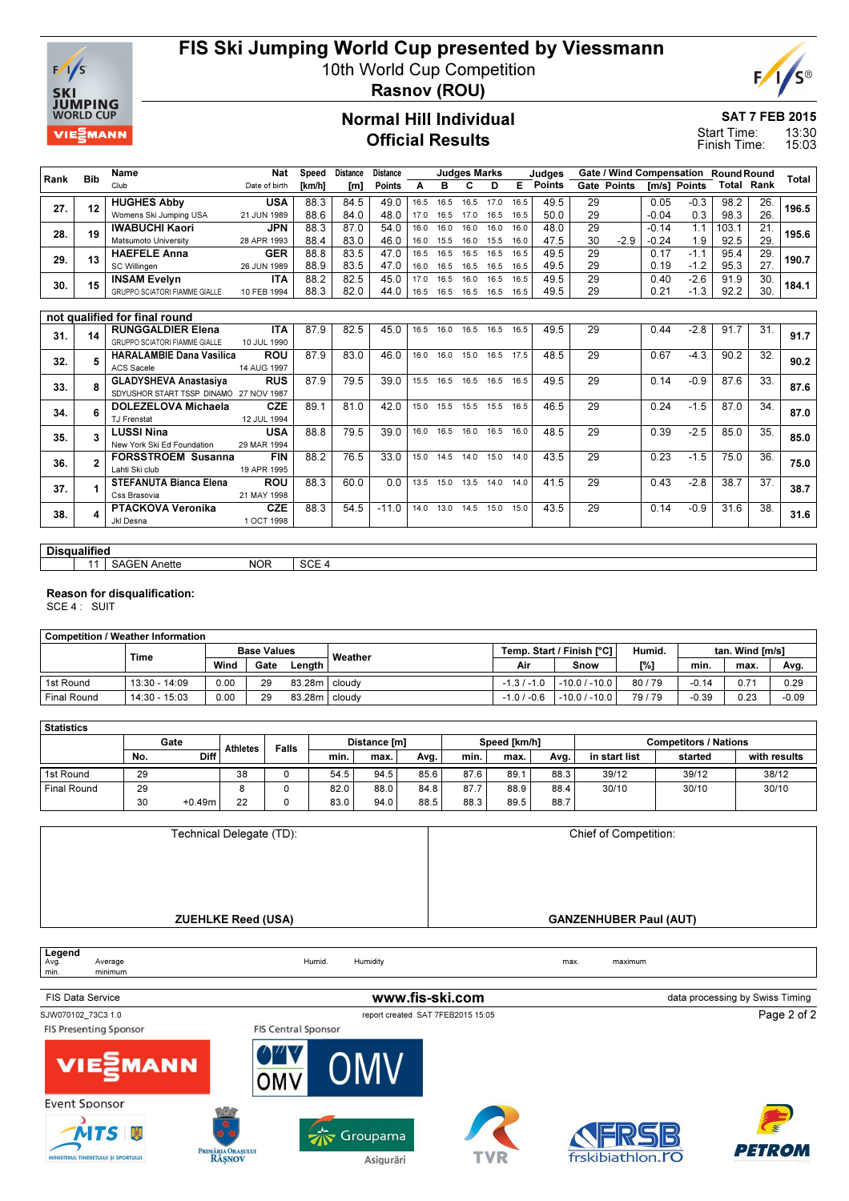# FIS Ski Jumping World Cup presented by Viessmann

10th World Cup Competition

**Rasnov (ROU)**

## Normal Hill Individual
## Official Results

**SAT 7 FEB 2015**

Start Time: 13:30
Finish Time: 15:03

| Rank | Bib | Name / Club | Nat / Date of birth | Speed [km/h] | Distance [m] | Distance Points | A | B | C | D | E | Judges Points | Gate | Gate Points | [m/s] | Wind Points | Round Total | Round Rank | Total |
|---|---|---|---|---|---|---|---|---|---|---|---|---|---|---|---|---|---|---|---|
| 27. | 12 | HUGHES Abby / Womens Ski Jumping USA | USA / 21 JUN 1989 | 88.3 | 84.5 | 49.0 | 16.5 | 16.5 | 16.5 | 17.0 | 16.5 | 49.5 | 29 | | 0.05 | -0.3 | 98.2 | 26. | 196.5 |
| | | | | 88.6 | 84.0 | 48.0 | 17.0 | 16.5 | 17.0 | 16.5 | 16.5 | 50.0 | 29 | | -0.04 | 0.3 | 98.3 | 26. | |
| 28. | 19 | IWABUCHI Kaori / Matsumoto University | JPN / 28 APR 1993 | 88.3 | 87.0 | 54.0 | 16.0 | 16.0 | 16.0 | 16.0 | 16.0 | 48.0 | 29 | | -0.14 | 1.1 | 103.1 | 21. | 195.6 |
| | | | | 88.4 | 83.0 | 46.0 | 16.0 | 15.5 | 16.0 | 15.5 | 16.0 | 47.5 | 30 | -2.9 | -0.24 | 1.9 | 92.5 | 29. | |
| 29. | 13 | HAEFELE Anna / SC Willingen | GER / 26 JUN 1989 | 88.8 | 83.5 | 47.0 | 16.5 | 16.5 | 16.5 | 16.5 | 16.5 | 49.5 | 29 | | 0.17 | -1.1 | 95.4 | 29. | 190.7 |
| | | | | 88.9 | 83.5 | 47.0 | 16.0 | 16.5 | 16.5 | 16.5 | 16.5 | 49.5 | 29 | | 0.19 | -1.2 | 95.3 | 27. | |
| 30. | 15 | INSAM Evelyn / GRUPPO SCIATORI FIAMME GIALLE | ITA / 10 FEB 1994 | 88.2 | 82.5 | 45.0 | 17.0 | 16.5 | 16.0 | 16.5 | 16.5 | 49.5 | 29 | | 0.40 | -2.6 | 91.9 | 30. | 184.1 |
| | | | | 88.3 | 82.0 | 44.0 | 16.5 | 16.5 | 16.5 | 16.5 | 16.5 | 49.5 | 29 | | 0.21 | -1.3 | 92.2 | 30. | |

**not qualified for final round**

| Rank | Bib | Name / Club | Nat / Date of birth | Speed [km/h] | Distance [m] | Distance Points | A | B | C | D | E | Judges Points | Gate | Gate Points | [m/s] | Wind Points | Round Total | Round Rank | Total |
|---|---|---|---|---|---|---|---|---|---|---|---|---|---|---|---|---|---|---|---|
| 31. | 14 | RUNGGALDIER Elena / GRUPPO SCIATORI FIAMME GIALLE | ITA / 10 JUL 1990 | 87.9 | 82.5 | 45.0 | 16.5 | 16.0 | 16.5 | 16.5 | 16.5 | 49.5 | 29 | | 0.44 | -2.8 | 91.7 | 31. | 91.7 |
| 32. | 5 | HARALAMBIE Dana Vasilica / ACS Sacele | ROU / 14 AUG 1997 | 87.9 | 83.0 | 46.0 | 16.0 | 16.0 | 15.0 | 16.5 | 17.5 | 48.5 | 29 | | 0.67 | -4.3 | 90.2 | 32. | 90.2 |
| 33. | 8 | GLADYSHEVA Anastasiya / SDYUSHOR START TSSP DINAMO | RUS / 27 NOV 1987 | 87.9 | 79.5 | 39.0 | 15.5 | 16.5 | 16.5 | 16.5 | 16.5 | 49.5 | 29 | | 0.14 | -0.9 | 87.6 | 33. | 87.6 |
| 34. | 6 | DOLEZELOVA Michaela / TJ Frenstat | CZE / 12 JUL 1994 | 89.1 | 81.0 | 42.0 | 15.0 | 15.5 | 15.5 | 15.5 | 16.5 | 46.5 | 29 | | 0.24 | -1.5 | 87.0 | 34. | 87.0 |
| 35. | 3 | LUSSI Nina / New York Ski Ed Foundation | USA / 29 MAR 1994 | 88.8 | 79.5 | 39.0 | 16.0 | 16.5 | 16.0 | 16.5 | 16.0 | 48.5 | 29 | | 0.39 | -2.5 | 85.0 | 35. | 85.0 |
| 36. | 2 | FORSSTROEM Susanna / Lahti Ski club | FIN / 19 APR 1995 | 88.2 | 76.5 | 33.0 | 15.0 | 14.5 | 14.0 | 15.0 | 14.0 | 43.5 | 29 | | 0.23 | -1.5 | 75.0 | 36. | 75.0 |
| 37. | 1 | STEFANUTA Bianca Elena / Css Brasovia | ROU / 21 MAY 1998 | 88.3 | 60.0 | 0.0 | 13.5 | 15.0 | 13.5 | 14.0 | 14.0 | 41.5 | 29 | | 0.43 | -2.8 | 38.7 | 37. | 38.7 |
| 38. | 4 | PTACKOVA Veronika / Jkl Desna | CZE / 1 OCT 1998 | 88.3 | 54.5 | -11.0 | 14.0 | 13.0 | 14.5 | 15.0 | 15.0 | 43.5 | 29 | | 0.14 | -0.9 | 31.6 | 38. | 31.6 |

**Disqualified**

| Bib | Name | Nat | Reason |
|---|---|---|---|
| 11 | SAGEN Anette | NOR | SCE 4 |

**Reason for disqualification:**
SCE 4 : SUIT

**Competition / Weather Information**

| | Time | Base Values Wind | Base Values Gate | Base Values Length | Weather | Temp. Start / Finish [°C] Air | Temp. Start / Finish [°C] Snow | Humid. [%] | tan. Wind [m/s] min. | tan. Wind [m/s] max. | tan. Wind [m/s] Avg. |
|---|---|---|---|---|---|---|---|---|---|---|---|
| 1st Round | 13:30 - 14:09 | 0.00 | 29 | 83.28m | cloudy | -1.3 / -1.0 | -10.0 / -10.0 | 80 / 79 | -0.14 | 0.71 | 0.29 |
| Final Round | 14:30 - 15:03 | 0.00 | 29 | 83.28m | cloudy | -1.0 / -0.6 | -10.0 / -10.0 | 79 / 79 | -0.39 | 0.23 | -0.09 |

**Statistics**

| | Gate No. | Gate Diff | Athletes | Falls | Distance [m] min. | Distance [m] max. | Distance [m] Avg. | Speed [km/h] min. | Speed [km/h] max. | Speed [km/h] Avg. | Competitors / Nations in start list | Competitors / Nations started | Competitors / Nations with results |
|---|---|---|---|---|---|---|---|---|---|---|---|---|---|
| 1st Round | 29 | | 38 | 0 | 54.5 | 94.5 | 85.6 | 87.6 | 89.1 | 88.3 | 39/12 | 39/12 | 38/12 |
| Final Round | 29 | | 8 | 0 | 82.0 | 88.0 | 84.8 | 87.7 | 88.9 | 88.4 | 30/10 | 30/10 | 30/10 |
| | 30 | +0.49m | 22 | 0 | 83.0 | 94.0 | 88.5 | 88.3 | 89.5 | 88.7 | | | |

Technical Delegate (TD): **ZUEHLKE Reed (USA)**

Chief of Competition: **GANZENHUBER Paul (AUT)**

**Legend**
Avg. Average
min. minimum
Humid. Humidity
max. maximum

FIS Data Service — **www.fis-ski.com** — data processing by Swiss Timing

SJW070102_73C3 1.0 — report created SAT 7FEB2015 15:05

FIS Presenting Sponsor — FIS Central Sponsor — Event Sponsor